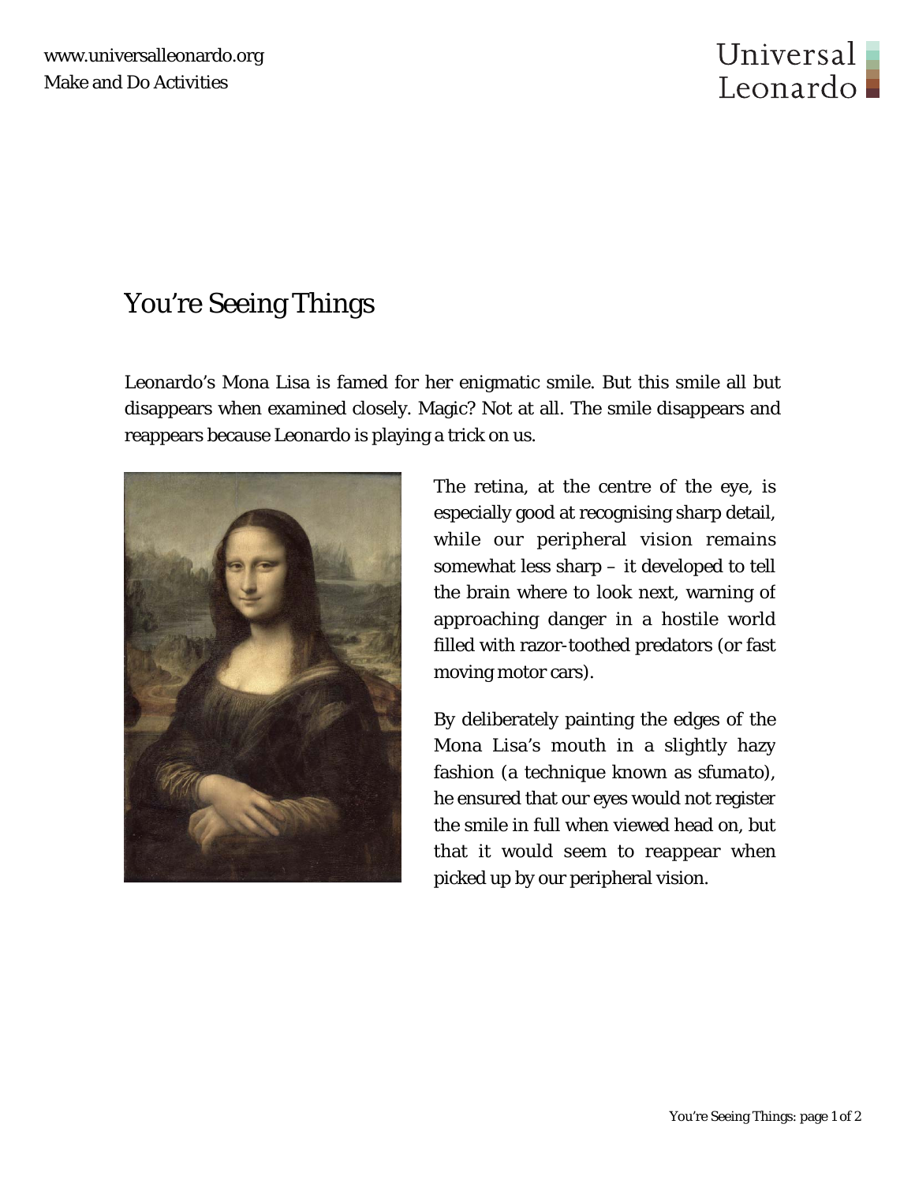# You're Seeing Things

Leonardo's Mona Lisa is famed for her enigmatic smile. But this smile all but disappears when examined closely. Magic? Not at all. The smile disappears and reappears because Leonardo is playing a trick on us.

The retina, at the centre of the eye, is especially good at recognising sharp detail, while our peripheral vision remains somewhat less sharp – it developed to tell the brain where to look next, warning of approaching danger in a hostile world filled with razor-toothed predators (or fast moving motor cars).

By deliberately painting the edges of the Mona Lisa's mouth in a slightly hazy fashion (a technique known as *sfumato*), he ensured that our eyes would not register the smile in full when viewed head on, but that it would seem to reappear when picked up by our peripheral vision.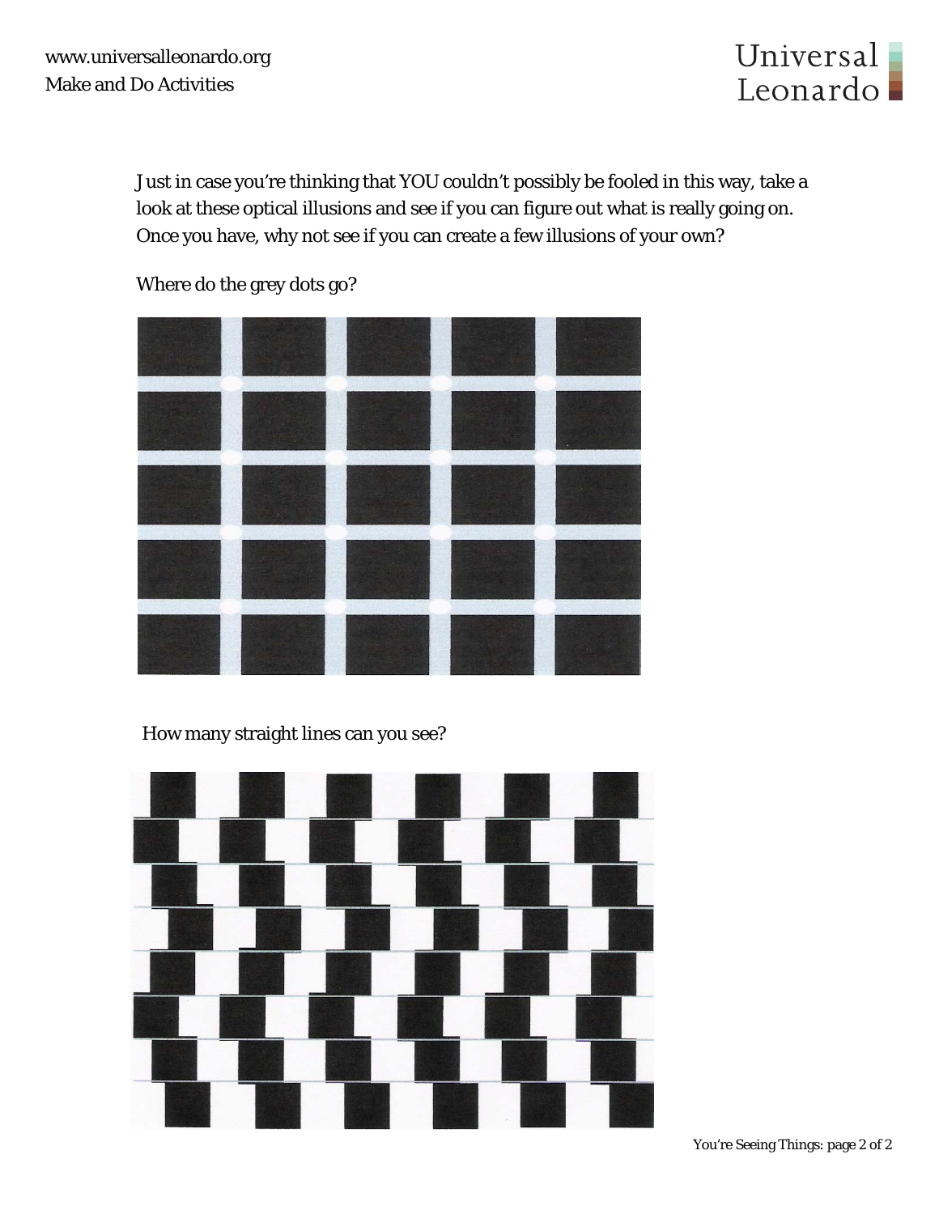Just in case you're thinking that YOU couldn't possibly be fooled in this way, take a look at these optical illusions and see if you can figure out what is really going on. Once you have, why not see if you can create a few illusions of your own?

Where do the grey dots go?

How many straight lines can you see?